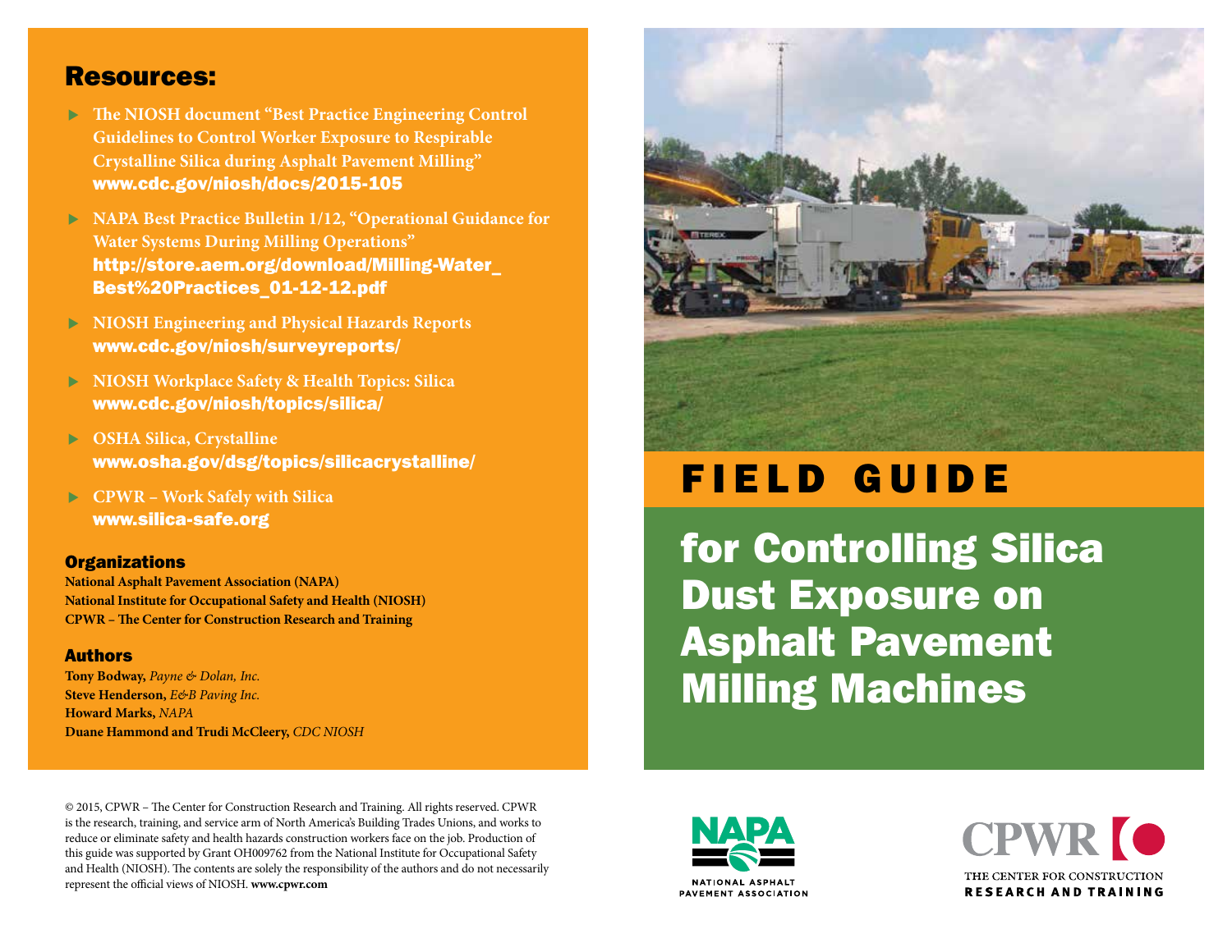# FIELD GUIDE

## for Controlling Silica Dust Exposure on Asphalt Pavement Milling Machines

NAPA — NATIONAL ASPHALT PAVEMENT ASSOCIATION

CPWR — THE CENTER FOR CONSTRUCTION RESEARCH AND TRAINING

## Resources:

- **The NIOSH document "Best Practice Engineering Control Guidelines to Control Worker Exposure to Respirable Crystalline Silica during Asphalt Pavement Milling"**
  www.cdc.gov/niosh/docs/2015-105
- **NAPA Best Practice Bulletin 1/12, "Operational Guidance for Water Systems During Milling Operations"**
  http://store.aem.org/download/Milling-Water_Best%20Practices_01-12-12.pdf
- **NIOSH Engineering and Physical Hazards Reports**
  www.cdc.gov/niosh/surveyreports/
- **NIOSH Workplace Safety & Health Topics: Silica**
  www.cdc.gov/niosh/topics/silica/
- **OSHA Silica, Crystalline**
  www.osha.gov/dsg/topics/silicacrystalline/
- **CPWR – Work Safely with Silica**
  www.silica-safe.org

### Organizations

**National Asphalt Pavement Association (NAPA)**
**National Institute for Occupational Safety and Health (NIOSH)**
**CPWR – The Center for Construction Research and Training**

### Authors

**Tony Bodway,** *Payne & Dolan, Inc.*
**Steve Henderson,** *E&B Paving Inc.*
**Howard Marks,** *NAPA*
**Duane Hammond and Trudi McCleery,** *CDC NIOSH*

© 2015, CPWR – The Center for Construction Research and Training. All rights reserved. CPWR is the research, training, and service arm of North America's Building Trades Unions, and works to reduce or eliminate safety and health hazards construction workers face on the job. Production of this guide was supported by Grant OH009762 from the National Institute for Occupational Safety and Health (NIOSH). The contents are solely the responsibility of the authors and do not necessarily represent the official views of NIOSH. **www.cpwr.com**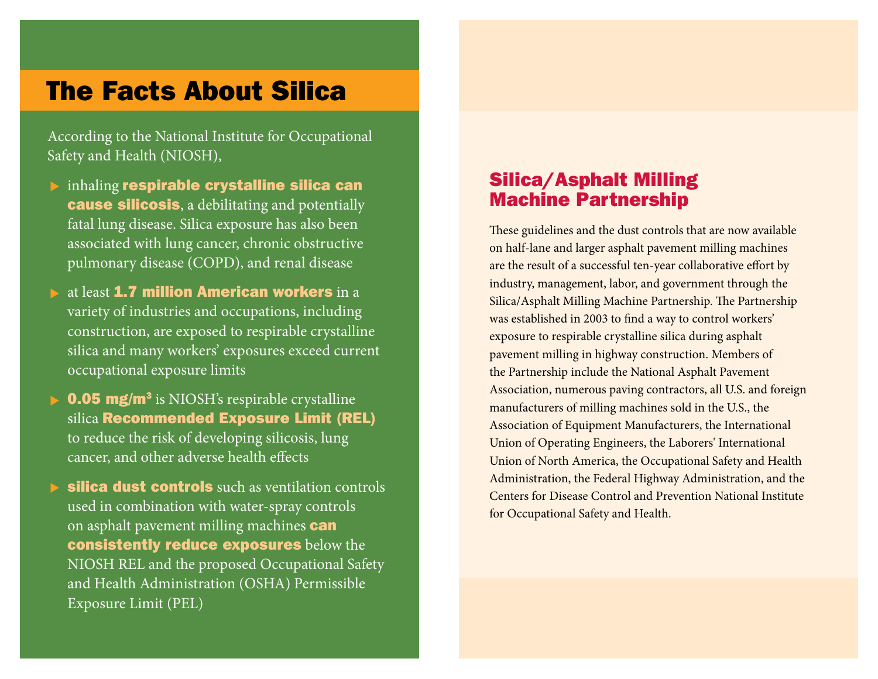# The Facts About Silica

According to the National Institute for Occupational Safety and Health (NIOSH),

- inhaling **respirable crystalline silica can cause silicosis**, a debilitating and potentially fatal lung disease. Silica exposure has also been associated with lung cancer, chronic obstructive pulmonary disease (COPD), and renal disease
- at least **1.7 million American workers** in a variety of industries and occupations, including construction, are exposed to respirable crystalline silica and many workers' exposures exceed current occupational exposure limits
- **0.05 mg/m³** is NIOSH's respirable crystalline silica **Recommended Exposure Limit (REL)** to reduce the risk of developing silicosis, lung cancer, and other adverse health effects
- **silica dust controls** such as ventilation controls used in combination with water-spray controls on asphalt pavement milling machines **can consistently reduce exposures** below the NIOSH REL and the proposed Occupational Safety and Health Administration (OSHA) Permissible Exposure Limit (PEL)

## Silica/Asphalt Milling Machine Partnership

These guidelines and the dust controls that are now available on half-lane and larger asphalt pavement milling machines are the result of a successful ten-year collaborative effort by industry, management, labor, and government through the Silica/Asphalt Milling Machine Partnership. The Partnership was established in 2003 to find a way to control workers' exposure to respirable crystalline silica during asphalt pavement milling in highway construction. Members of the Partnership include the National Asphalt Pavement Association, numerous paving contractors, all U.S. and foreign manufacturers of milling machines sold in the U.S., the Association of Equipment Manufacturers, the International Union of Operating Engineers, the Laborers' International Union of North America, the Occupational Safety and Health Administration, the Federal Highway Administration, and the Centers for Disease Control and Prevention National Institute for Occupational Safety and Health.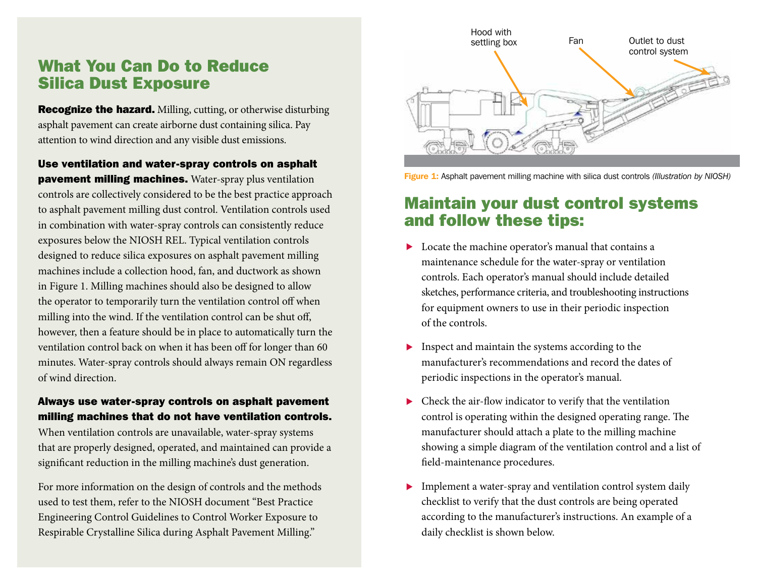## What You Can Do to Reduce Silica Dust Exposure

**Recognize the hazard.** Milling, cutting, or otherwise disturbing asphalt pavement can create airborne dust containing silica. Pay attention to wind direction and any visible dust emissions.

**Use ventilation and water-spray controls on asphalt pavement milling machines.** Water-spray plus ventilation controls are collectively considered to be the best practice approach to asphalt pavement milling dust control. Ventilation controls used in combination with water-spray controls can consistently reduce exposures below the NIOSH REL. Typical ventilation controls designed to reduce silica exposures on asphalt pavement milling machines include a collection hood, fan, and ductwork as shown in Figure 1. Milling machines should also be designed to allow the operator to temporarily turn the ventilation control off when milling into the wind. If the ventilation control can be shut off, however, then a feature should be in place to automatically turn the ventilation control back on when it has been off for longer than 60 minutes. Water-spray controls should always remain ON regardless of wind direction.

**Always use water-spray controls on asphalt pavement milling machines that do not have ventilation controls.** When ventilation controls are unavailable, water-spray systems that are properly designed, operated, and maintained can provide a significant reduction in the milling machine's dust generation.

For more information on the design of controls and the methods used to test them, refer to the NIOSH document "Best Practice Engineering Control Guidelines to Control Worker Exposure to Respirable Crystalline Silica during Asphalt Pavement Milling."

Hood with settling box — Fan — Outlet to dust control system

**Figure 1:** Asphalt pavement milling machine with silica dust controls *(Illustration by NIOSH)*

## Maintain your dust control systems and follow these tips:

- Locate the machine operator's manual that contains a maintenance schedule for the water-spray or ventilation controls. Each operator's manual should include detailed sketches, performance criteria, and troubleshooting instructions for equipment owners to use in their periodic inspection of the controls.
- Inspect and maintain the systems according to the manufacturer's recommendations and record the dates of periodic inspections in the operator's manual.
- Check the air-flow indicator to verify that the ventilation control is operating within the designed operating range. The manufacturer should attach a plate to the milling machine showing a simple diagram of the ventilation control and a list of field-maintenance procedures.
- Implement a water-spray and ventilation control system daily checklist to verify that the dust controls are being operated according to the manufacturer's instructions. An example of a daily checklist is shown below.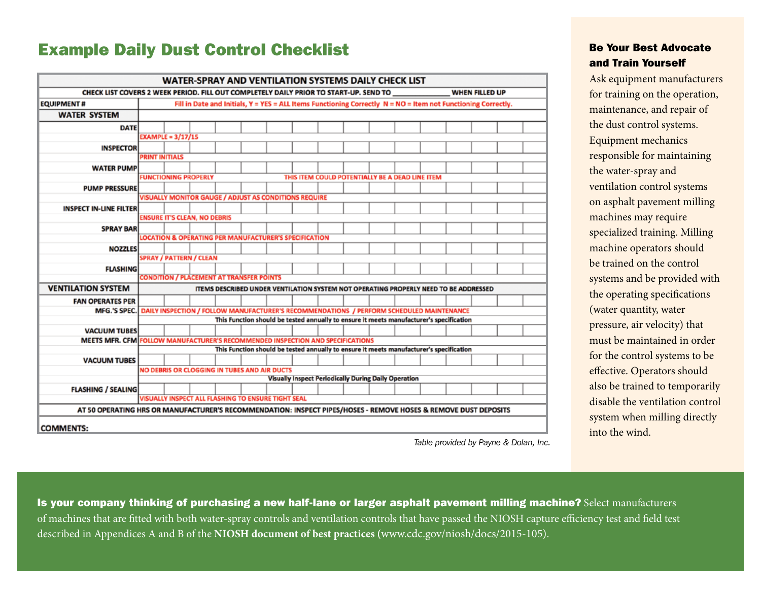## Example Daily Dust Control Checklist

| WATER-SPRAY AND VENTILATION SYSTEMS DAILY CHECK LIST | | | | | | | | | | | | | | | | |
|---|---|---|---|---|---|---|---|---|---|---|---|---|---|---|---|---|
| CHECK LIST COVERS 2 WEEK PERIOD. FILL OUT COMPLETELY DAILY PRIOR TO START-UP. SEND TO _____________ WHEN FILLED UP | | | | | | | | | | | | | | | | |
| EQUIPMENT # | Fill in Date and Initials, Y = YES = ALL Items Functioning Correctly N = NO = Item not Functioning Correctly. | | | | | | | | | | | | | | | |
| **WATER SYSTEM** | | | | | | | | | | | | | | | | |
| DATE | | | | | | | | | | | | | | | | |
| | EXAMPLE = 3/17/15 | | | | | | | | | | | | | | | |
| INSPECTOR | | | | | | | | | | | | | | | | |
| | PRINT INITIALS | | | | | | | | | | | | | | | |
| WATER PUMP | | | | | | | | | | | | | | | | |
| | FUNCTIONING PROPERLY THIS ITEM COULD POTENTIALLY BE A DEAD LINE ITEM | | | | | | | | | | | | | | | |
| PUMP PRESSURE | | | | | | | | | | | | | | | | |
| | VISUALLY MONITOR GAUGE / ADJUST AS CONDITIONS REQUIRE | | | | | | | | | | | | | | | |
| INSPECT IN-LINE FILTER | | | | | | | | | | | | | | | | |
| | ENSURE IT'S CLEAN, NO DEBRIS | | | | | | | | | | | | | | | |
| SPRAY BAR | | | | | | | | | | | | | | | | |
| | LOCATION & OPERATING PER MANUFACTURER'S SPECIFICATION | | | | | | | | | | | | | | | |
| NOZZLES | | | | | | | | | | | | | | | | |
| | SPRAY / PATTERN / CLEAN | | | | | | | | | | | | | | | |
| FLASHING | | | | | | | | | | | | | | | | |
| | CONDITION / PLACEMENT AT TRANSFER POINTS | | | | | | | | | | | | | | | |
| **VENTILATION SYSTEM** | ITEMS DESCRIBED UNDER VENTILATION SYSTEM NOT OPERATING PROPERLY NEED TO BE ADDRESSED | | | | | | | | | | | | | | | |
| FAN OPERATES PER | | | | | | | | | | | | | | | | |
| MFG.'S SPEC. | DAILY INSPECTION / FOLLOW MANUFACTURER'S RECOMMENDATIONS / PERFORM SCHEDULED MAINTENANCE | | | | | | | | | | | | | | | |
| | This Function should be tested annually to ensure it meets manufacturer's specification | | | | | | | | | | | | | | | |
| VACUUM TUBES | | | | | | | | | | | | | | | | |
| MEETS MFR. CFM | FOLLOW MANUFACTURER'S RECOMMENDED INSPECTION AND SPECIFICATIONS | | | | | | | | | | | | | | | |
| | This Function should be tested annually to ensure it meets manufacturer's specification | | | | | | | | | | | | | | | |
| VACUUM TUBES | | | | | | | | | | | | | | | | |
| | NO DEBRIS OR CLOGGING IN TUBES AND AIR DUCTS | | | | | | | | | | | | | | | |
| | Visually Inspect Periodically During Daily Operation | | | | | | | | | | | | | | | |
| FLASHING / SEALING | | | | | | | | | | | | | | | | |
| | VISUALLY INSPECT ALL FLASHING TO ENSURE TIGHT SEAL | | | | | | | | | | | | | | | |
| AT 50 OPERATING HRS OR MANUFACTURER'S RECOMMENDATION: INSPECT PIPES/HOSES - REMOVE HOSES & REMOVE DUST DEPOSITS | | | | | | | | | | | | | | | | |
| COMMENTS: | | | | | | | | | | | | | | | | |

*Table provided by Payne & Dolan, Inc.*

### Be Your Best Advocate and Train Yourself

Ask equipment manufacturers for training on the operation, maintenance, and repair of the dust control systems. Equipment mechanics responsible for maintaining the water-spray and ventilation control systems on asphalt pavement milling machines may require specialized training. Milling machine operators should be trained on the control systems and be provided with the operating specifications (water quantity, water pressure, air velocity) that must be maintained in order for the control systems to be effective. Operators should also be trained to temporarily disable the ventilation control system when milling directly into the wind.

**Is your company thinking of purchasing a new half-lane or larger asphalt pavement milling machine?** Select manufacturers of machines that are fitted with both water-spray controls and ventilation controls that have passed the NIOSH capture efficiency test and field test described in Appendices A and B of the **NIOSH document of best practices** (www.cdc.gov/niosh/docs/2015-105).